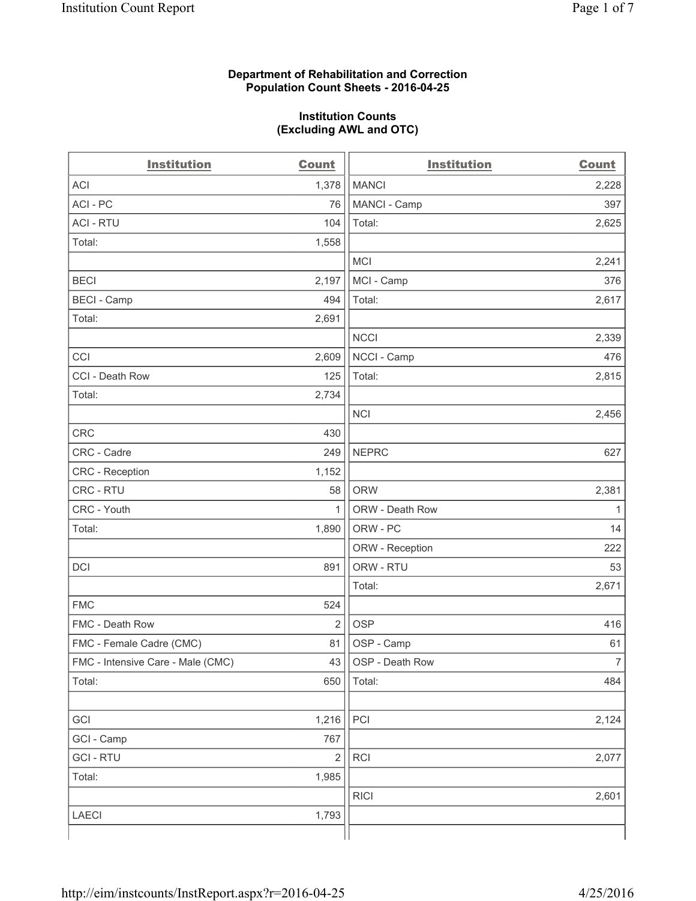**Department of Rehabilitation and Correction**
**Population Count Sheets - 2016-04-25**

**Institution Counts**
**(Excluding AWL and OTC)**

| Institution | Count | Institution | Count |
|---|---|---|---|
| ACI | 1,378 | MANCI | 2,228 |
| ACI - PC | 76 | MANCI - Camp | 397 |
| ACI - RTU | 104 | Total: | 2,625 |
| Total: | 1,558 | | |
| | | MCI | 2,241 |
| BECI | 2,197 | MCI - Camp | 376 |
| BECI - Camp | 494 | Total: | 2,617 |
| Total: | 2,691 | | |
| | | NCCI | 2,339 |
| CCI | 2,609 | NCCI - Camp | 476 |
| CCI - Death Row | 125 | Total: | 2,815 |
| Total: | 2,734 | | |
| | | NCI | 2,456 |
| CRC | 430 | | |
| CRC - Cadre | 249 | NEPRC | 627 |
| CRC - Reception | 1,152 | | |
| CRC - RTU | 58 | ORW | 2,381 |
| CRC - Youth | 1 | ORW - Death Row | 1 |
| Total: | 1,890 | ORW - PC | 14 |
| | | ORW - Reception | 222 |
| DCI | 891 | ORW - RTU | 53 |
| | | Total: | 2,671 |
| FMC | 524 | | |
| FMC - Death Row | 2 | OSP | 416 |
| FMC - Female Cadre (CMC) | 81 | OSP - Camp | 61 |
| FMC - Intensive Care - Male (CMC) | 43 | OSP - Death Row | 7 |
| Total: | 650 | Total: | 484 |
| | | | |
| GCI | 1,216 | PCI | 2,124 |
| GCI - Camp | 767 | | |
| GCI - RTU | 2 | RCI | 2,077 |
| Total: | 1,985 | | |
| | | RICI | 2,601 |
| LAECI | 1,793 | | |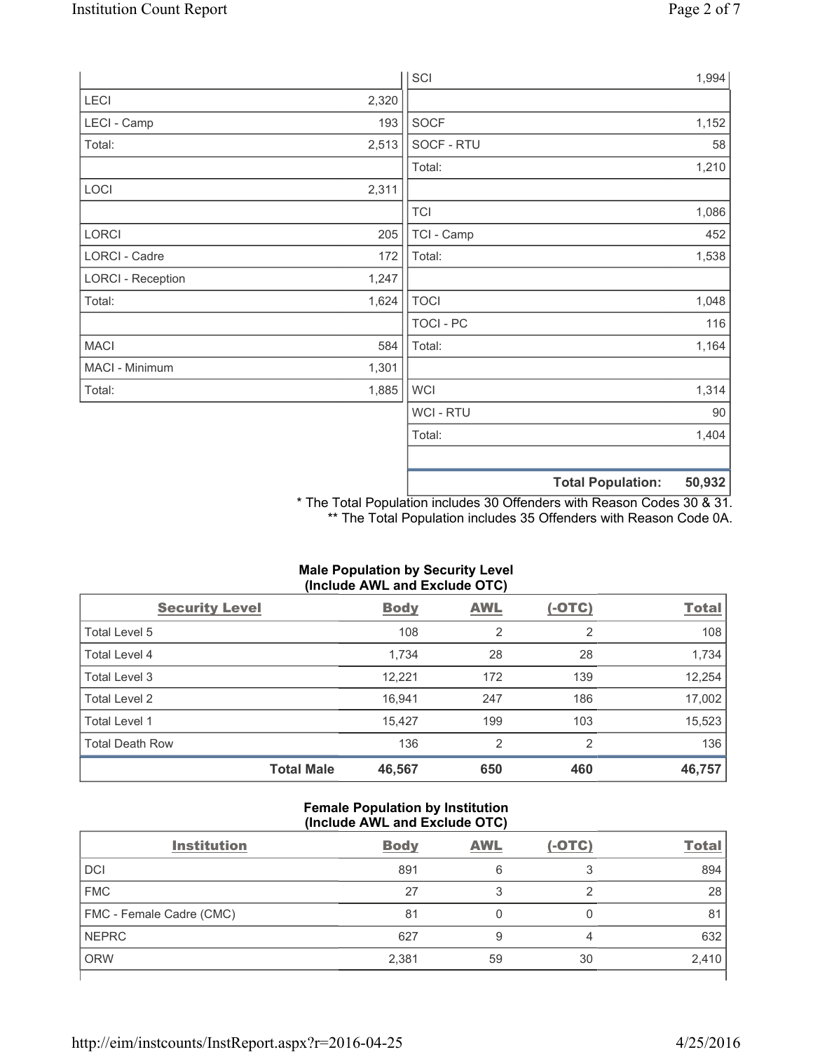| | |
|---|---|
| LECI | 2,320 |
| LECI - Camp | 193 |
| Total: | 2,513 |
| | |
| LOCI | 2,311 |
| | |
| LORCI | 205 |
| LORCI - Cadre | 172 |
| LORCI - Reception | 1,247 |
| Total: | 1,624 |
| | |
| MACI | 584 |
| MACI - Minimum | 1,301 |
| Total: | 1,885 |

| | |
|---|---|
| SCI | 1,994 |
| | |
| SOCF | 1,152 |
| SOCF - RTU | 58 |
| Total: | 1,210 |
| | |
| TCI | 1,086 |
| TCI - Camp | 452 |
| Total: | 1,538 |
| | |
| TOCI | 1,048 |
| TOCI - PC | 116 |
| Total: | 1,164 |
| | |
| WCI | 1,314 |
| WCI - RTU | 90 |
| Total: | 1,404 |
| | |
| **Total Population:** | **50,932** |

\* The Total Population includes 30 Offenders with Reason Codes 30 & 31.
\** The Total Population includes 35 Offenders with Reason Code 0A.

**Male Population by Security Level (Include AWL and Exclude OTC)**

| Security Level | Body | AWL | (-OTC) | Total |
|---|---|---|---|---|
| Total Level 5 | 108 | 2 | 2 | 108 |
| Total Level 4 | 1,734 | 28 | 28 | 1,734 |
| Total Level 3 | 12,221 | 172 | 139 | 12,254 |
| Total Level 2 | 16,941 | 247 | 186 | 17,002 |
| Total Level 1 | 15,427 | 199 | 103 | 15,523 |
| Total Death Row | 136 | 2 | 2 | 136 |
| **Total Male** | **46,567** | **650** | **460** | **46,757** |

**Female Population by Institution (Include AWL and Exclude OTC)**

| Institution | Body | AWL | (-OTC) | Total |
|---|---|---|---|---|
| DCI | 891 | 6 | 3 | 894 |
| FMC | 27 | 3 | 2 | 28 |
| FMC - Female Cadre (CMC) | 81 | 0 | 0 | 81 |
| NEPRC | 627 | 9 | 4 | 632 |
| ORW | 2,381 | 59 | 30 | 2,410 |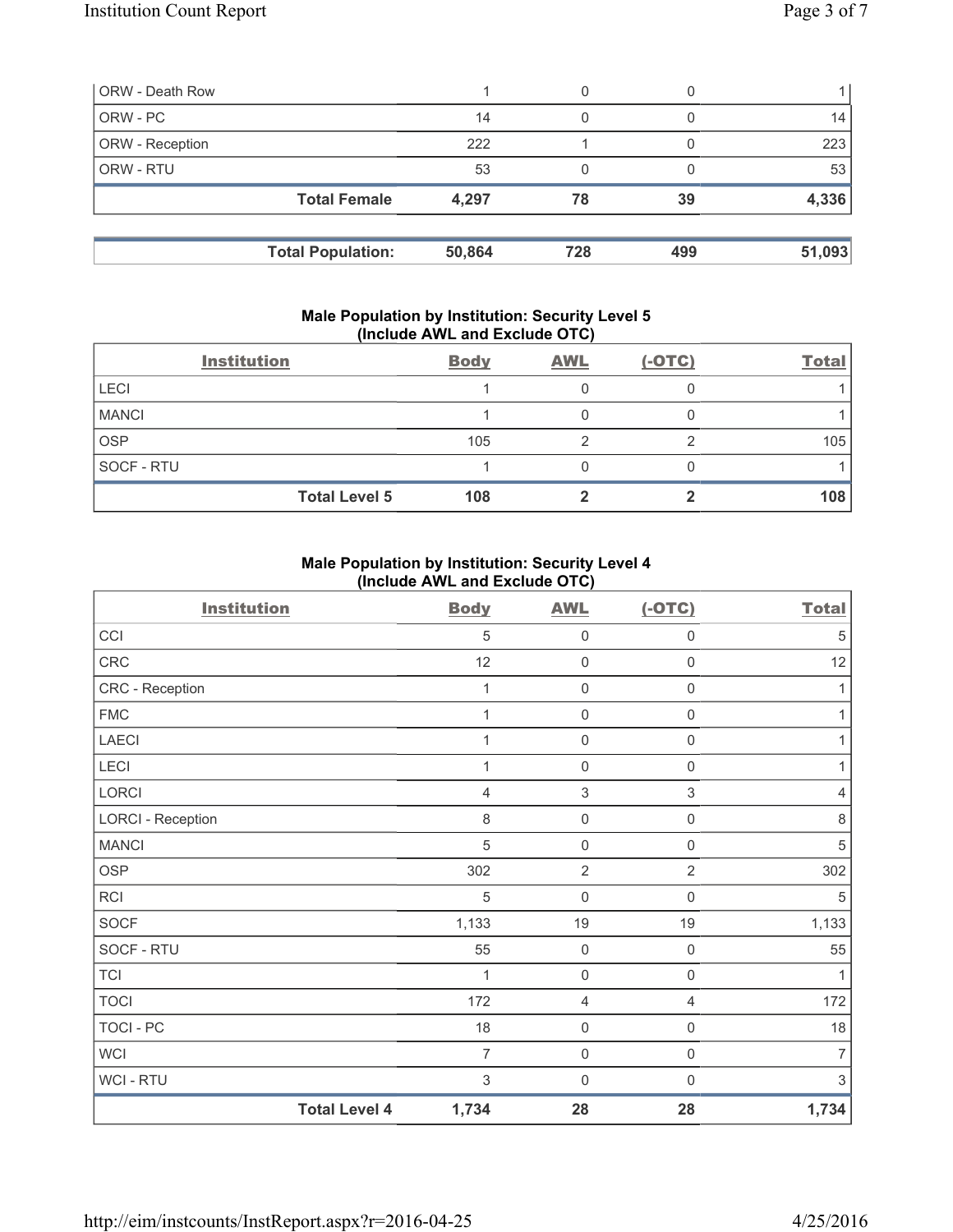| | | | | |
|---|---|---|---|---|
| ORW - Death Row | 1 | 0 | 0 | 1 |
| ORW - PC | 14 | 0 | 0 | 14 |
| ORW - Reception | 222 | 1 | 0 | 223 |
| ORW - RTU | 53 | 0 | 0 | 53 |
| **Total Female** | **4,297** | **78** | **39** | **4,336** |

| | | | | |
|---|---|---|---|---|
| **Total Population:** | **50,864** | **728** | **499** | **51,093** |

### Male Population by Institution: Security Level 5 (Include AWL and Exclude OTC)

| Institution | Body | AWL | (-OTC) | Total |
|---|---|---|---|---|
| LECI | 1 | 0 | 0 | 1 |
| MANCI | 1 | 0 | 0 | 1 |
| OSP | 105 | 2 | 2 | 105 |
| SOCF - RTU | 1 | 0 | 0 | 1 |
| **Total Level 5** | **108** | **2** | **2** | **108** |

### Male Population by Institution: Security Level 4 (Include AWL and Exclude OTC)

| Institution | Body | AWL | (-OTC) | Total |
|---|---|---|---|---|
| CCI | 5 | 0 | 0 | 5 |
| CRC | 12 | 0 | 0 | 12 |
| CRC - Reception | 1 | 0 | 0 | 1 |
| FMC | 1 | 0 | 0 | 1 |
| LAECI | 1 | 0 | 0 | 1 |
| LECI | 1 | 0 | 0 | 1 |
| LORCI | 4 | 3 | 3 | 4 |
| LORCI - Reception | 8 | 0 | 0 | 8 |
| MANCI | 5 | 0 | 0 | 5 |
| OSP | 302 | 2 | 2 | 302 |
| RCI | 5 | 0 | 0 | 5 |
| SOCF | 1,133 | 19 | 19 | 1,133 |
| SOCF - RTU | 55 | 0 | 0 | 55 |
| TCI | 1 | 0 | 0 | 1 |
| TOCI | 172 | 4 | 4 | 172 |
| TOCI - PC | 18 | 0 | 0 | 18 |
| WCI | 7 | 0 | 0 | 7 |
| WCI - RTU | 3 | 0 | 0 | 3 |
| **Total Level 4** | **1,734** | **28** | **28** | **1,734** |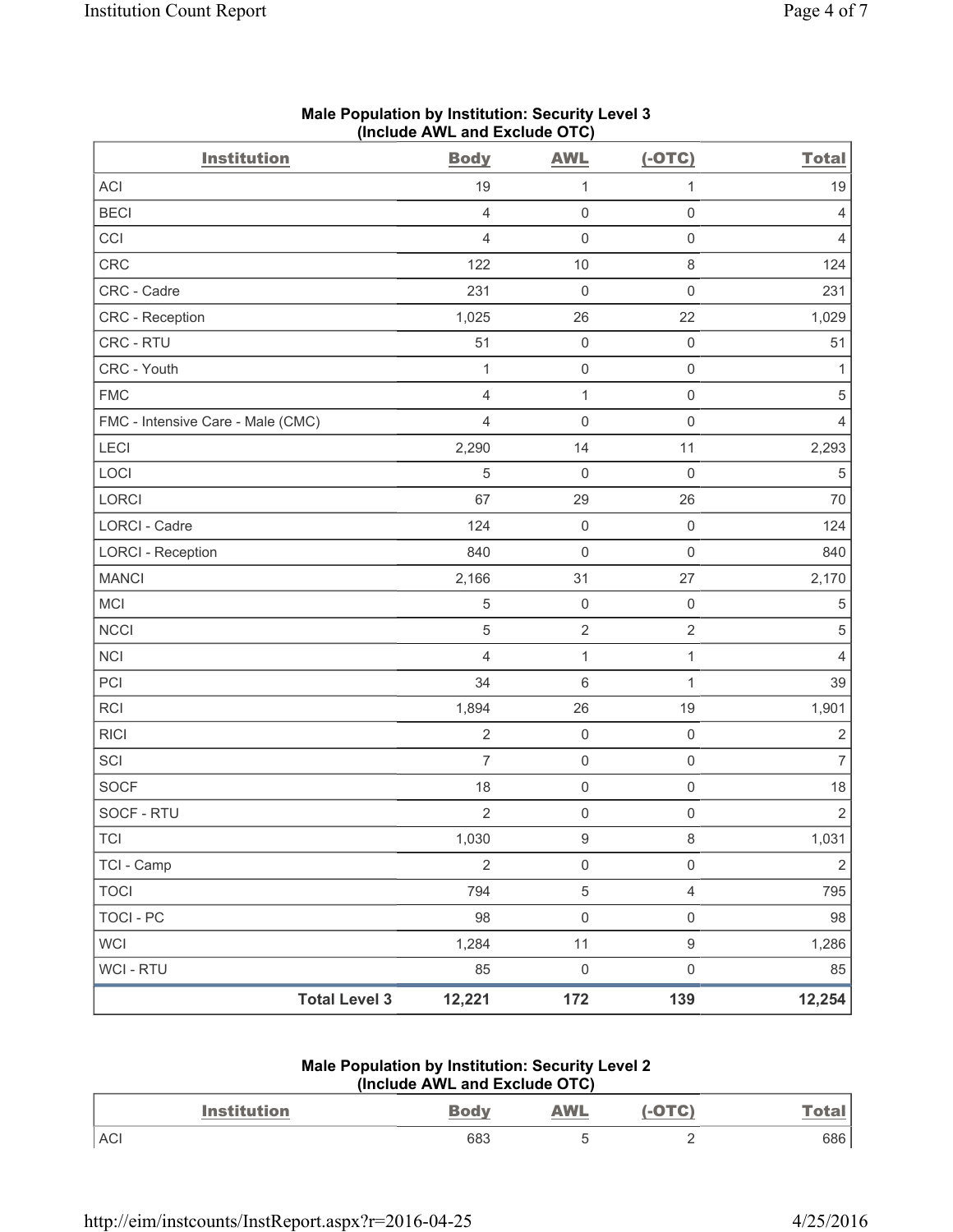## Male Population by Institution: Security Level 3 (Include AWL and Exclude OTC)

| Institution | Body | AWL | (-OTC) | Total |
|---|---|---|---|---|
| ACI | 19 | 1 | 1 | 19 |
| BECI | 4 | 0 | 0 | 4 |
| CCI | 4 | 0 | 0 | 4 |
| CRC | 122 | 10 | 8 | 124 |
| CRC - Cadre | 231 | 0 | 0 | 231 |
| CRC - Reception | 1,025 | 26 | 22 | 1,029 |
| CRC - RTU | 51 | 0 | 0 | 51 |
| CRC - Youth | 1 | 0 | 0 | 1 |
| FMC | 4 | 1 | 0 | 5 |
| FMC - Intensive Care - Male (CMC) | 4 | 0 | 0 | 4 |
| LECI | 2,290 | 14 | 11 | 2,293 |
| LOCI | 5 | 0 | 0 | 5 |
| LORCI | 67 | 29 | 26 | 70 |
| LORCI - Cadre | 124 | 0 | 0 | 124 |
| LORCI - Reception | 840 | 0 | 0 | 840 |
| MANCI | 2,166 | 31 | 27 | 2,170 |
| MCI | 5 | 0 | 0 | 5 |
| NCCI | 5 | 2 | 2 | 5 |
| NCI | 4 | 1 | 1 | 4 |
| PCI | 34 | 6 | 1 | 39 |
| RCI | 1,894 | 26 | 19 | 1,901 |
| RICI | 2 | 0 | 0 | 2 |
| SCI | 7 | 0 | 0 | 7 |
| SOCF | 18 | 0 | 0 | 18 |
| SOCF - RTU | 2 | 0 | 0 | 2 |
| TCI | 1,030 | 9 | 8 | 1,031 |
| TCI - Camp | 2 | 0 | 0 | 2 |
| TOCI | 794 | 5 | 4 | 795 |
| TOCI - PC | 98 | 0 | 0 | 98 |
| WCI | 1,284 | 11 | 9 | 1,286 |
| WCI - RTU | 85 | 0 | 0 | 85 |
| **Total Level 3** | **12,221** | **172** | **139** | **12,254** |

## Male Population by Institution: Security Level 2 (Include AWL and Exclude OTC)

| Institution | Body | AWL | (-OTC) | Total |
|---|---|---|---|---|
| ACI | 683 | 5 | 2 | 686 |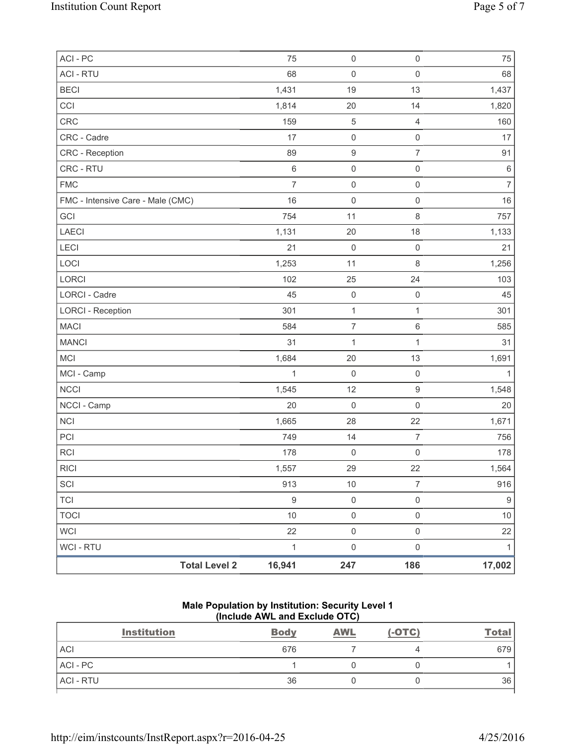| | | | | |
|---|---|---|---|---|
| ACI - PC | 75 | 0 | 0 | 75 |
| ACI - RTU | 68 | 0 | 0 | 68 |
| BECI | 1,431 | 19 | 13 | 1,437 |
| CCI | 1,814 | 20 | 14 | 1,820 |
| CRC | 159 | 5 | 4 | 160 |
| CRC - Cadre | 17 | 0 | 0 | 17 |
| CRC - Reception | 89 | 9 | 7 | 91 |
| CRC - RTU | 6 | 0 | 0 | 6 |
| FMC | 7 | 0 | 0 | 7 |
| FMC - Intensive Care - Male (CMC) | 16 | 0 | 0 | 16 |
| GCI | 754 | 11 | 8 | 757 |
| LAECI | 1,131 | 20 | 18 | 1,133 |
| LECI | 21 | 0 | 0 | 21 |
| LOCI | 1,253 | 11 | 8 | 1,256 |
| LORCI | 102 | 25 | 24 | 103 |
| LORCI - Cadre | 45 | 0 | 0 | 45 |
| LORCI - Reception | 301 | 1 | 1 | 301 |
| MACI | 584 | 7 | 6 | 585 |
| MANCI | 31 | 1 | 1 | 31 |
| MCI | 1,684 | 20 | 13 | 1,691 |
| MCI - Camp | 1 | 0 | 0 | 1 |
| NCCI | 1,545 | 12 | 9 | 1,548 |
| NCCI - Camp | 20 | 0 | 0 | 20 |
| NCI | 1,665 | 28 | 22 | 1,671 |
| PCI | 749 | 14 | 7 | 756 |
| RCI | 178 | 0 | 0 | 178 |
| RICI | 1,557 | 29 | 22 | 1,564 |
| SCI | 913 | 10 | 7 | 916 |
| TCI | 9 | 0 | 0 | 9 |
| TOCI | 10 | 0 | 0 | 10 |
| WCI | 22 | 0 | 0 | 22 |
| WCI - RTU | 1 | 0 | 0 | 1 |
| **Total Level 2** | **16,941** | **247** | **186** | **17,002** |

**Male Population by Institution: Security Level 1**
**(Include AWL and Exclude OTC)**

| Institution | Body | AWL | (-OTC) | Total |
|---|---|---|---|---|
| ACI | 676 | 7 | 4 | 679 |
| ACI - PC | 1 | 0 | 0 | 1 |
| ACI - RTU | 36 | 0 | 0 | 36 |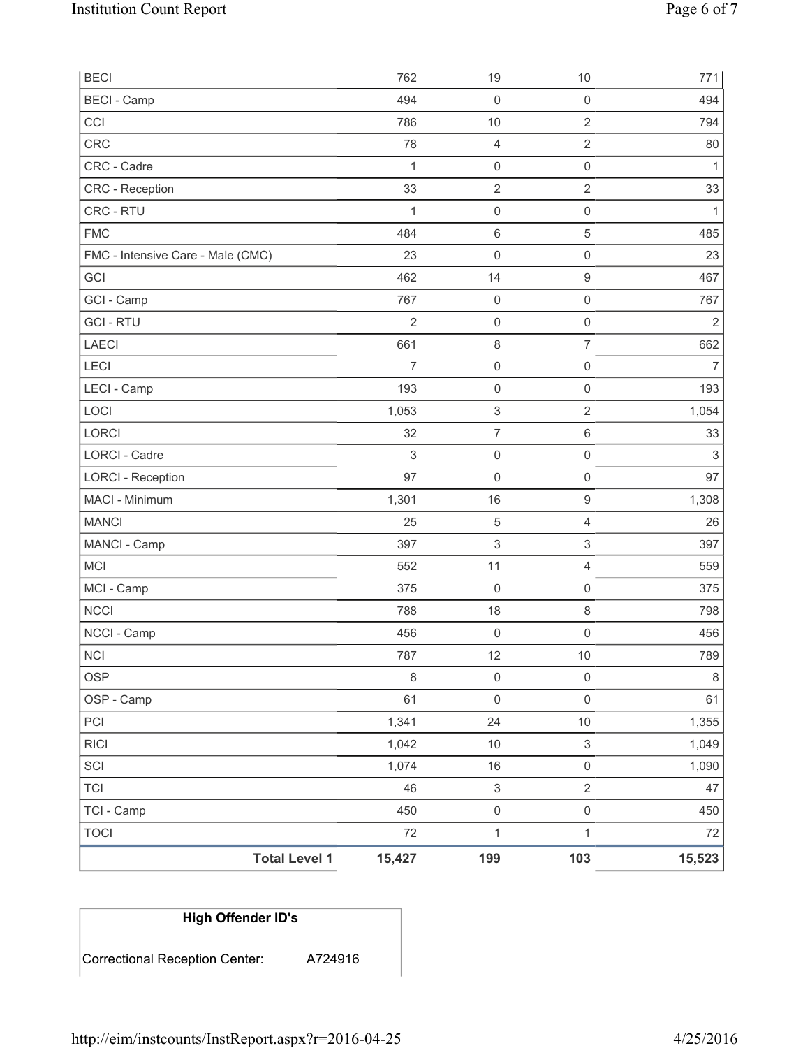| | | | | |
|---|---|---|---|---|
| BECI | 762 | 19 | 10 | 771 |
| BECI - Camp | 494 | 0 | 0 | 494 |
| CCI | 786 | 10 | 2 | 794 |
| CRC | 78 | 4 | 2 | 80 |
| CRC - Cadre | 1 | 0 | 0 | 1 |
| CRC - Reception | 33 | 2 | 2 | 33 |
| CRC - RTU | 1 | 0 | 0 | 1 |
| FMC | 484 | 6 | 5 | 485 |
| FMC - Intensive Care - Male (CMC) | 23 | 0 | 0 | 23 |
| GCI | 462 | 14 | 9 | 467 |
| GCI - Camp | 767 | 0 | 0 | 767 |
| GCI - RTU | 2 | 0 | 0 | 2 |
| LAECI | 661 | 8 | 7 | 662 |
| LECI | 7 | 0 | 0 | 7 |
| LECI - Camp | 193 | 0 | 0 | 193 |
| LOCI | 1,053 | 3 | 2 | 1,054 |
| LORCI | 32 | 7 | 6 | 33 |
| LORCI - Cadre | 3 | 0 | 0 | 3 |
| LORCI - Reception | 97 | 0 | 0 | 97 |
| MACI - Minimum | 1,301 | 16 | 9 | 1,308 |
| MANCI | 25 | 5 | 4 | 26 |
| MANCI - Camp | 397 | 3 | 3 | 397 |
| MCI | 552 | 11 | 4 | 559 |
| MCI - Camp | 375 | 0 | 0 | 375 |
| NCCI | 788 | 18 | 8 | 798 |
| NCCI - Camp | 456 | 0 | 0 | 456 |
| NCI | 787 | 12 | 10 | 789 |
| OSP | 8 | 0 | 0 | 8 |
| OSP - Camp | 61 | 0 | 0 | 61 |
| PCI | 1,341 | 24 | 10 | 1,355 |
| RICI | 1,042 | 10 | 3 | 1,049 |
| SCI | 1,074 | 16 | 0 | 1,090 |
| TCI | 46 | 3 | 2 | 47 |
| TCI - Camp | 450 | 0 | 0 | 450 |
| TOCI | 72 | 1 | 1 | 72 |
| **Total Level 1** | **15,427** | **199** | **103** | **15,523** |

| High Offender ID's | |
|---|---|
| Correctional Reception Center: | A724916 |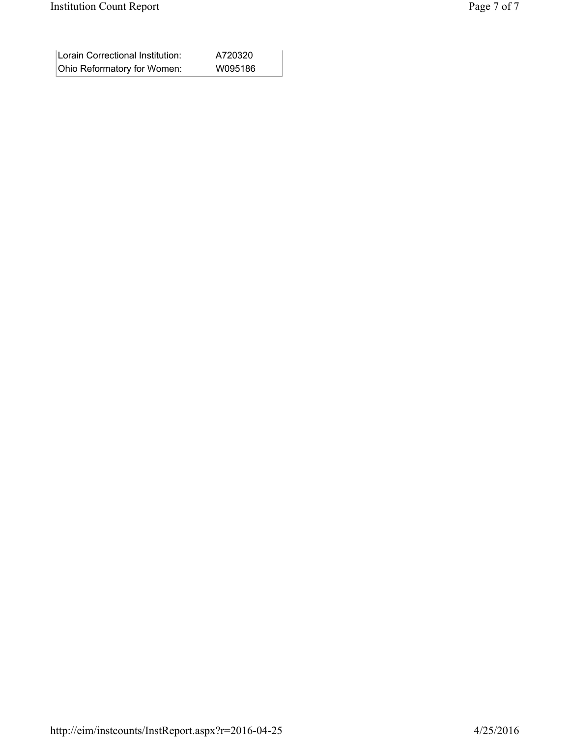| | |
|---|---|
| Lorain Correctional Institution: | A720320 |
| Ohio Reformatory for Women: | W095186 |